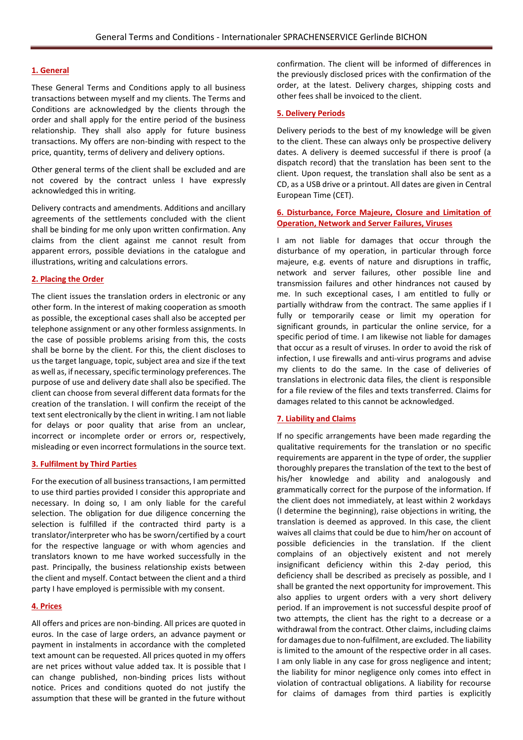## 1. General

These General Terms and Conditions apply to all business transactions between myself and my clients. The Terms and Conditions are acknowledged by the clients through the order and shall apply for the entire period of the business relationship. They shall also apply for future business transactions. My offers are non-binding with respect to the price, quantity, terms of delivery and delivery options.

Other general terms of the client shall be excluded and are not covered by the contract unless I have expressly acknowledged this in writing.

Delivery contracts and amendments. Additions and ancillary agreements of the settlements concluded with the client shall be binding for me only upon written confirmation. Any claims from the client against me cannot result from apparent errors, possible deviations in the catalogue and illustrations, writing and calculations errors.

## 2. Placing the Order

The client issues the translation orders in electronic or any other form. In the interest of making cooperation as smooth as possible, the exceptional cases shall also be accepted per telephone assignment or any other formless assignments. In the case of possible problems arising from this, the costs shall be borne by the client. For this, the client discloses to us the target language, topic, subject area and size if the text as well as, if necessary, specific terminology preferences. The purpose of use and delivery date shall also be specified. The client can choose from several different data formats for the creation of the translation. I will confirm the receipt of the text sent electronically by the client in writing. I am not liable for delays or poor quality that arise from an unclear, incorrect or incomplete order or errors or, respectively, misleading or even incorrect formulations in the source text.

## 3. Fulfilment by Third Parties

For the execution of all business transactions, I am permitted to use third parties provided I consider this appropriate and necessary. In doing so, I am only liable for the careful selection. The obligation for due diligence concerning the selection is fulfilled if the contracted third party is a translator/interpreter who has be sworn/certified by a court for the respective language or with whom agencies and translators known to me have worked successfully in the past. Principally, the business relationship exists between the client and myself. Contact between the client and a third party I have employed is permissible with my consent.

## 4. Prices

All offers and prices are non-binding. All prices are quoted in euros. In the case of large orders, an advance payment or payment in instalments in accordance with the completed text amount can be requested. All prices quoted in my offers are net prices without value added tax. It is possible that I can change published, non-binding prices lists without notice. Prices and conditions quoted do not justify the assumption that these will be granted in the future without confirmation. The client will be informed of differences in the previously disclosed prices with the confirmation of the order, at the latest. Delivery charges, shipping costs and other fees shall be invoiced to the client.

## 5. Delivery Periods

Delivery periods to the best of my knowledge will be given to the client. These can always only be prospective delivery dates. A delivery is deemed successful if there is proof (a dispatch record) that the translation has been sent to the client. Upon request, the translation shall also be sent as a CD, as a USB drive or a printout. All dates are given in Central European Time (CET).

## 6. Disturbance, Force Majeure, Closure and Limitation of Operation, Network and Server Failures, Viruses

I am not liable for damages that occur through the disturbance of my operation, in particular through force majeure, e.g. events of nature and disruptions in traffic, network and server failures, other possible line and transmission failures and other hindrances not caused by me. In such exceptional cases, I am entitled to fully or partially withdraw from the contract. The same applies if I fully or temporarily cease or limit my operation for significant grounds, in particular the online service, for a specific period of time. I am likewise not liable for damages that occur as a result of viruses. In order to avoid the risk of infection, I use firewalls and anti-virus programs and advise my clients to do the same. In the case of deliveries of translations in electronic data files, the client is responsible for a file review of the files and texts transferred. Claims for damages related to this cannot be acknowledged.

## 7. Liability and Claims

If no specific arrangements have been made regarding the qualitative requirements for the translation or no specific requirements are apparent in the type of order, the supplier thoroughly prepares the translation of the text to the best of his/her knowledge and ability and analogously and grammatically correct for the purpose of the information. If the client does not immediately, at least within 2 workdays (I determine the beginning), raise objections in writing, the translation is deemed as approved. In this case, the client waives all claims that could be due to him/her on account of possible deficiencies in the translation. If the client complains of an objectively existent and not merely insignificant deficiency within this 2-day period, this deficiency shall be described as precisely as possible, and I shall be granted the next opportunity for improvement. This also applies to urgent orders with a very short delivery period. If an improvement is not successful despite proof of two attempts, the client has the right to a decrease or a withdrawal from the contract. Other claims, including claims for damages due to non-fulfilment, are excluded. The liability is limited to the amount of the respective order in all cases. I am only liable in any case for gross negligence and intent; the liability for minor negligence only comes into effect in violation of contractual obligations. A liability for recourse for claims of damages from third parties is explicitly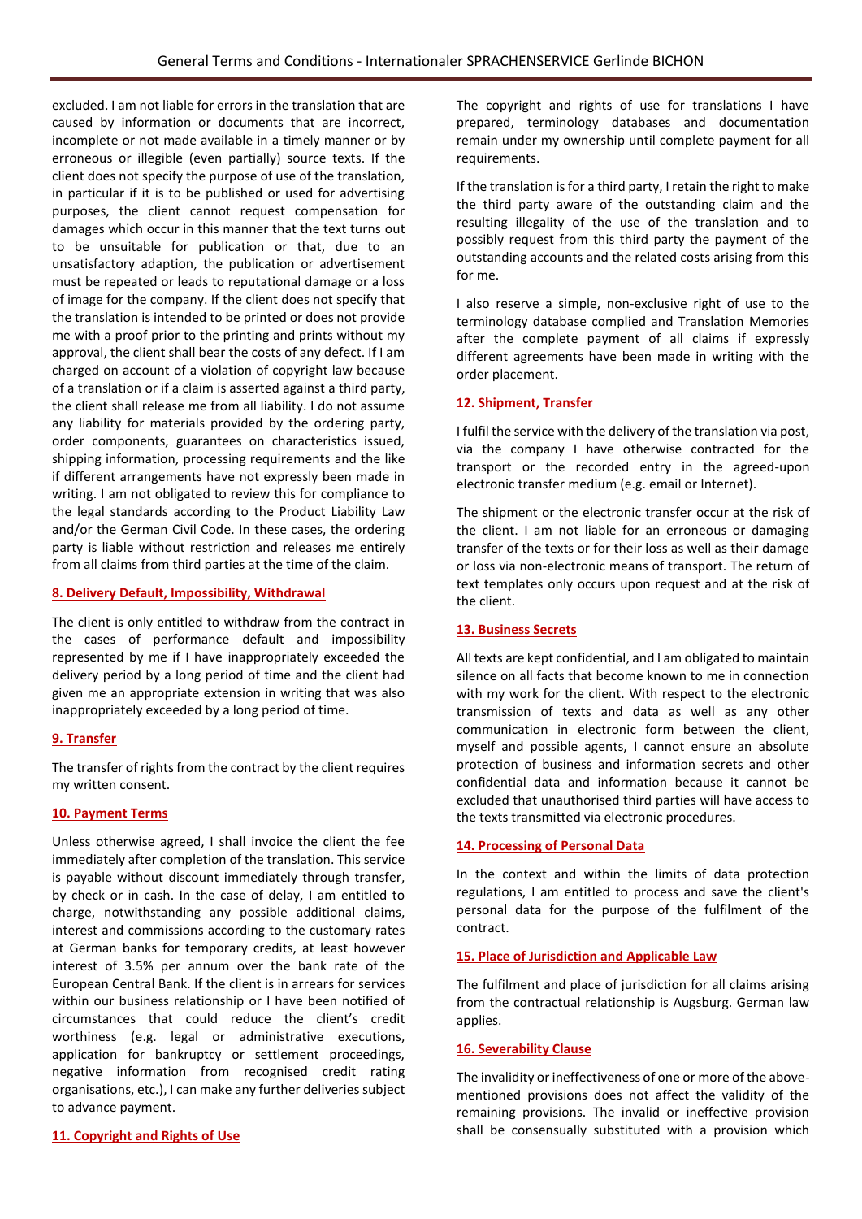excluded. I am not liable for errors in the translation that are caused by information or documents that are incorrect, incomplete or not made available in a timely manner or by erroneous or illegible (even partially) source texts. If the client does not specify the purpose of use of the translation, in particular if it is to be published or used for advertising purposes, the client cannot request compensation for damages which occur in this manner that the text turns out to be unsuitable for publication or that, due to an unsatisfactory adaption, the publication or advertisement must be repeated or leads to reputational damage or a loss of image for the company. If the client does not specify that the translation is intended to be printed or does not provide me with a proof prior to the printing and prints without my approval, the client shall bear the costs of any defect. If I am charged on account of a violation of copyright law because of a translation or if a claim is asserted against a third party, the client shall release me from all liability. I do not assume any liability for materials provided by the ordering party, order components, guarantees on characteristics issued, shipping information, processing requirements and the like if different arrangements have not expressly been made in writing. I am not obligated to review this for compliance to the legal standards according to the Product Liability Law and/or the German Civil Code. In these cases, the ordering party is liable without restriction and releases me entirely from all claims from third parties at the time of the claim.

## 8. Delivery Default, Impossibility, Withdrawal

The client is only entitled to withdraw from the contract in the cases of performance default and impossibility represented by me if I have inappropriately exceeded the delivery period by a long period of time and the client had given me an appropriate extension in writing that was also inappropriately exceeded by a long period of time.

## 9. Transfer

The transfer of rights from the contract by the client requires my written consent.

## 10. Payment Terms

Unless otherwise agreed, I shall invoice the client the fee immediately after completion of the translation. This service is payable without discount immediately through transfer, by check or in cash. In the case of delay, I am entitled to charge, notwithstanding any possible additional claims, interest and commissions according to the customary rates at German banks for temporary credits, at least however interest of 3.5% per annum over the bank rate of the European Central Bank. If the client is in arrears for services within our business relationship or I have been notified of circumstances that could reduce the client's credit worthiness (e.g. legal or administrative executions, application for bankruptcy or settlement proceedings, negative information from recognised credit rating organisations, etc.), I can make any further deliveries subject to advance payment.

## 11. Copyright and Rights of Use

The copyright and rights of use for translations I have prepared, terminology databases and documentation remain under my ownership until complete payment for all requirements.

If the translation is for a third party, I retain the right to make the third party aware of the outstanding claim and the resulting illegality of the use of the translation and to possibly request from this third party the payment of the outstanding accounts and the related costs arising from this for me.

I also reserve a simple, non-exclusive right of use to the terminology database complied and Translation Memories after the complete payment of all claims if expressly different agreements have been made in writing with the order placement.

## 12. Shipment, Transfer

I fulfil the service with the delivery of the translation via post, via the company I have otherwise contracted for the transport or the recorded entry in the agreed-upon electronic transfer medium (e.g. email or Internet).

The shipment or the electronic transfer occur at the risk of the client. I am not liable for an erroneous or damaging transfer of the texts or for their loss as well as their damage or loss via non-electronic means of transport. The return of text templates only occurs upon request and at the risk of the client.

## 13. Business Secrets

All texts are kept confidential, and I am obligated to maintain silence on all facts that become known to me in connection with my work for the client. With respect to the electronic transmission of texts and data as well as any other communication in electronic form between the client, myself and possible agents, I cannot ensure an absolute protection of business and information secrets and other confidential data and information because it cannot be excluded that unauthorised third parties will have access to the texts transmitted via electronic procedures.

## 14. Processing of Personal Data

In the context and within the limits of data protection regulations, I am entitled to process and save the client's personal data for the purpose of the fulfilment of the contract.

## 15. Place of Jurisdiction and Applicable Law

The fulfilment and place of jurisdiction for all claims arising from the contractual relationship is Augsburg. German law applies.

## 16. Severability Clause

The invalidity or ineffectiveness of one or more of the above-mentioned provisions does not affect the validity of the remaining provisions. The invalid or ineffective provision shall be consensually substituted with a provision which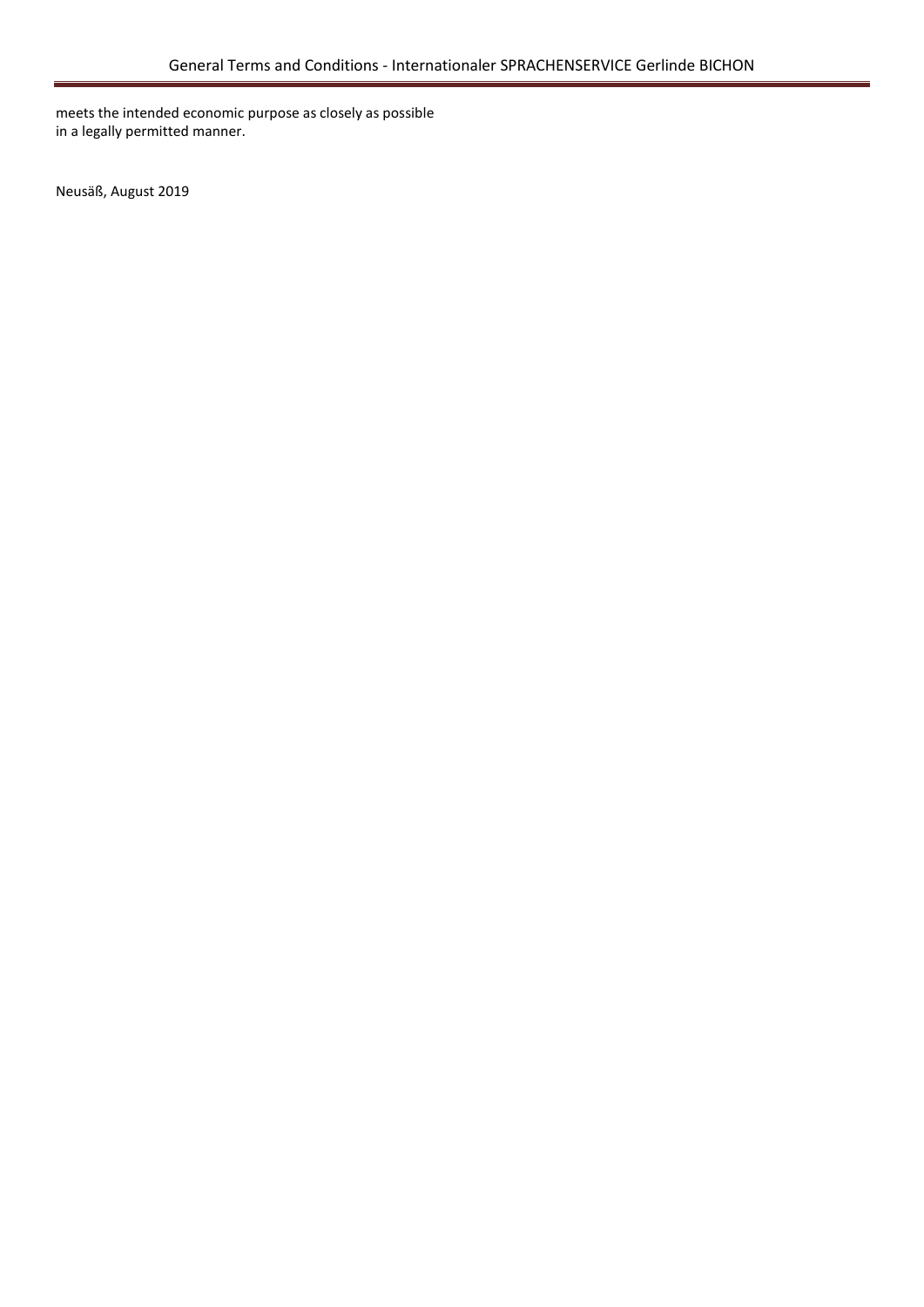meets the intended economic purpose as closely as possible
in a legally permitted manner.

Neusäß, August 2019